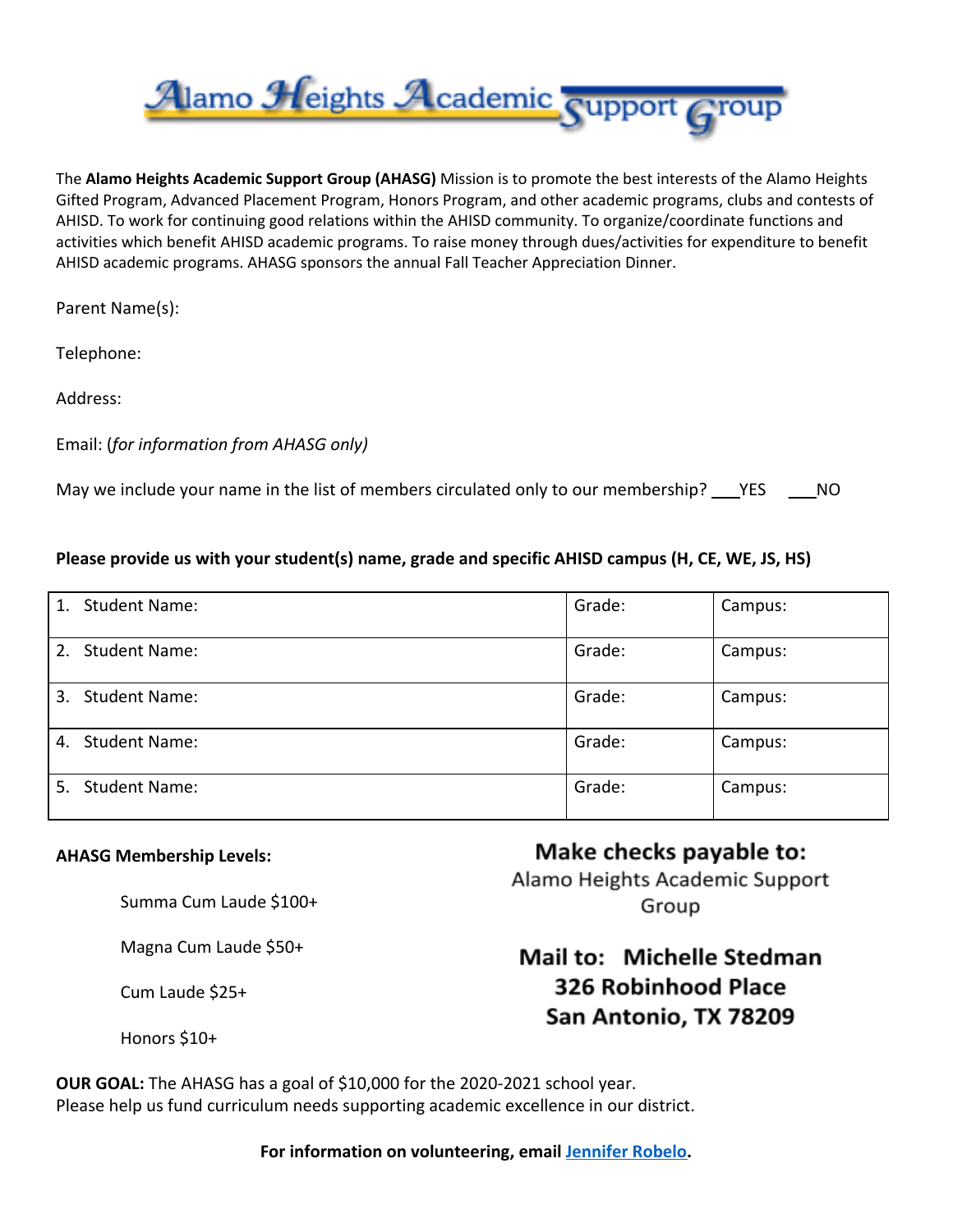# Alamo Heights Academic Support Group

The **Alamo Heights Academic Support Group (AHASG)** Mission is to promote the best interests of the Alamo Heights Gifted Program, Advanced Placement Program, Honors Program, and other academic programs, clubs and contests of AHISD. To work for continuing good relations within the AHISD community. To organize/coordinate functions and activities which benefit AHISD academic programs. To raise money through dues/activities for expenditure to benefit AHISD academic programs. AHASG sponsors the annual Fall Teacher Appreciation Dinner.

Parent Name(s):

Telephone:

Address:

Email: (*for information from AHASG only)*

May we include your name in the list of members circulated only to our membership? \_\_\_YES \_\_\_NO

**Please provide us with your student(s) name, grade and specific AHISD campus (H, CE, WE, JS, HS)**

| 1. Student Name: | Grade: | Campus: |
|---|---|---|
| 2. Student Name: | Grade: | Campus: |
| 3. Student Name: | Grade: | Campus: |
| 4. Student Name: | Grade: | Campus: |
| 5. Student Name: | Grade: | Campus: |

**AHASG Membership Levels:**

- Summa Cum Laude $100+
- Magna Cum Laude $50+
- Cum Laude $25+
- Honors $10+

**Make checks payable to:**
Alamo Heights Academic Support Group

**Mail to: Michelle Stedman**
**326 Robinhood Place**
**San Antonio, TX 78209**

**OUR GOAL:** The AHASG has a goal of $10,000 for the 2020-2021 school year.
Please help us fund curriculum needs supporting academic excellence in our district.

**For information on volunteering, email Jennifer Robelo.**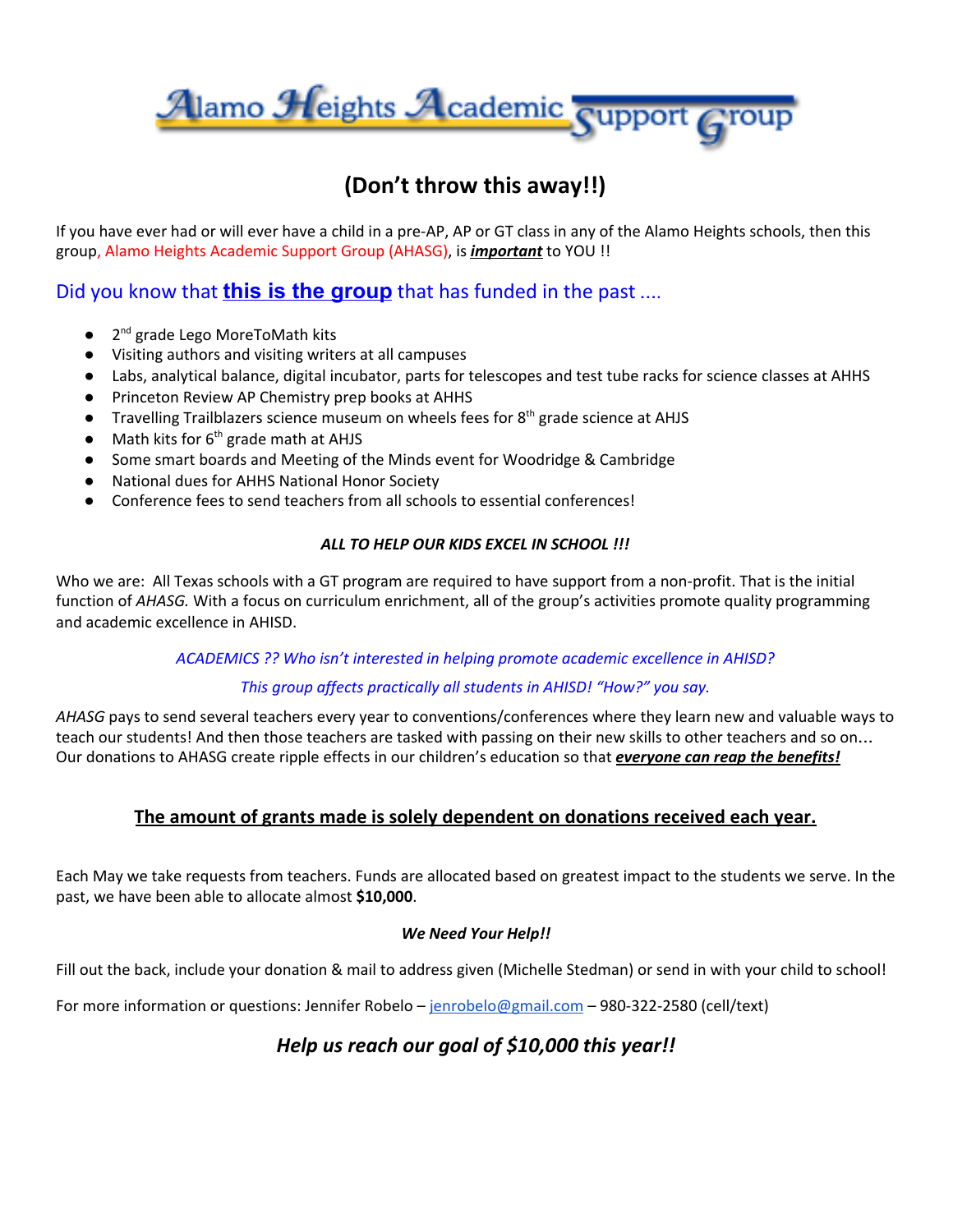# Alamo Heights Academic Support Group

## (Don't throw this away!!)

If you have ever had or will ever have a child in a pre-AP, AP or GT class in any of the Alamo Heights schools, then this group, Alamo Heights Academic Support Group (AHASG), is ***important*** to YOU !!

### Did you know that **this is the group** that has funded in the past ....

- 2nd grade Lego MoreToMath kits
- Visiting authors and visiting writers at all campuses
- Labs, analytical balance, digital incubator, parts for telescopes and test tube racks for science classes at AHHS
- Princeton Review AP Chemistry prep books at AHHS
- Travelling Trailblazers science museum on wheels fees for 8th grade science at AHJS
- Math kits for 6th grade math at AHJS
- Some smart boards and Meeting of the Minds event for Woodridge & Cambridge
- National dues for AHHS National Honor Society
- Conference fees to send teachers from all schools to essential conferences!

***ALL TO HELP OUR KIDS EXCEL IN SCHOOL !!!***

Who we are: All Texas schools with a GT program are required to have support from a non-profit. That is the initial function of *AHASG.* With a focus on curriculum enrichment, all of the group's activities promote quality programming and academic excellence in AHISD.

*ACADEMICS ?? Who isn't interested in helping promote academic excellence in AHISD?*

*This group affects practically all students in AHISD! "How?" you say.*

*AHASG* pays to send several teachers every year to conventions/conferences where they learn new and valuable ways to teach our students! And then those teachers are tasked with passing on their new skills to other teachers and so on... Our donations to AHASG create ripple effects in our children's education so that ***everyone can reap the benefits!***

**The amount of grants made is solely dependent on donations received each year.**

Each May we take requests from teachers. Funds are allocated based on greatest impact to the students we serve. In the past, we have been able to allocate almost **$10,000**.

***We Need Your Help!!***

Fill out the back, include your donation & mail to address given (Michelle Stedman) or send in with your child to school!

For more information or questions: Jennifer Robelo – jenrobelo@gmail.com – 980-322-2580 (cell/text)

### *Help us reach our goal of $10,000 this year!!*